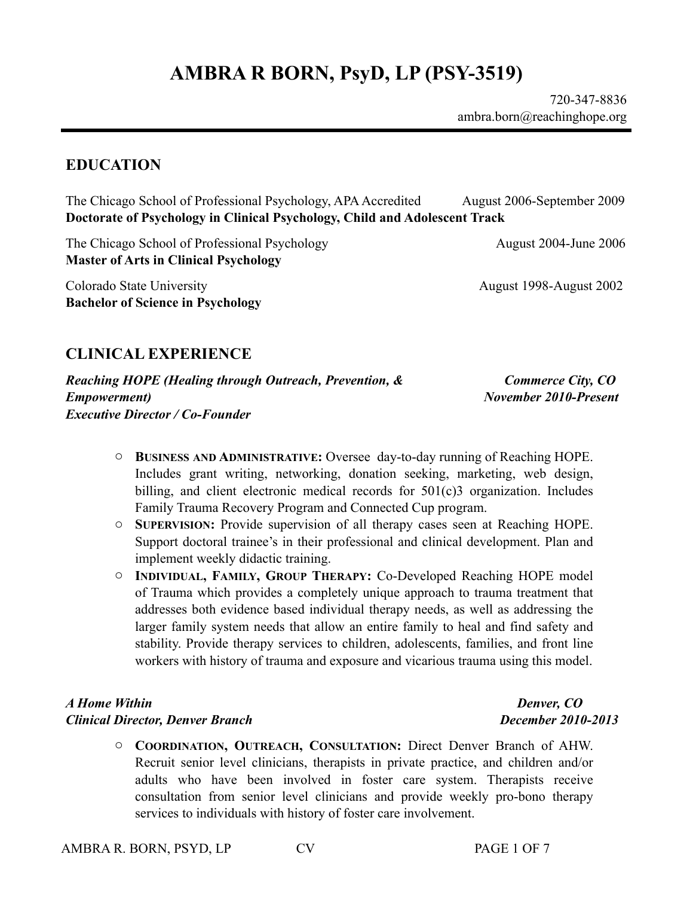# AMBRA R BORN, PsyD, LP (PSY-3519)

720-347-8836
ambra.born@reachinghope.org

## EDUCATION

The Chicago School of Professional Psychology, APA Accredited — August 2006-September 2009
**Doctorate of Psychology in Clinical Psychology, Child and Adolescent Track**

The Chicago School of Professional Psychology — August 2004-June 2006
**Master of Arts in Clinical Psychology**

Colorado State University — August 1998-August 2002
**Bachelor of Science in Psychology**

## CLINICAL EXPERIENCE

***Reaching HOPE (Healing through Outreach, Prevention, & Empowerment)*** — ***Commerce City, CO***
***Executive Director / Co-Founder*** — ***November 2010-Present***

- **BUSINESS AND ADMINISTRATIVE:** Oversee day-to-day running of Reaching HOPE. Includes grant writing, networking, donation seeking, marketing, web design, billing, and client electronic medical records for 501(c)3 organization. Includes Family Trauma Recovery Program and Connected Cup program.
- **SUPERVISION:** Provide supervision of all therapy cases seen at Reaching HOPE. Support doctoral trainee's in their professional and clinical development. Plan and implement weekly didactic training.
- **INDIVIDUAL, FAMILY, GROUP THERAPY:** Co-Developed Reaching HOPE model of Trauma which provides a completely unique approach to trauma treatment that addresses both evidence based individual therapy needs, as well as addressing the larger family system needs that allow an entire family to heal and find safety and stability. Provide therapy services to children, adolescents, families, and front line workers with history of trauma and exposure and vicarious trauma using this model.

***A Home Within*** — ***Denver, CO***
***Clinical Director, Denver Branch*** — ***December 2010-2013***

- **COORDINATION, OUTREACH, CONSULTATION:** Direct Denver Branch of AHW. Recruit senior level clinicians, therapists in private practice, and children and/or adults who have been involved in foster care system. Therapists receive consultation from senior level clinicians and provide weekly pro-bono therapy services to individuals with history of foster care involvement.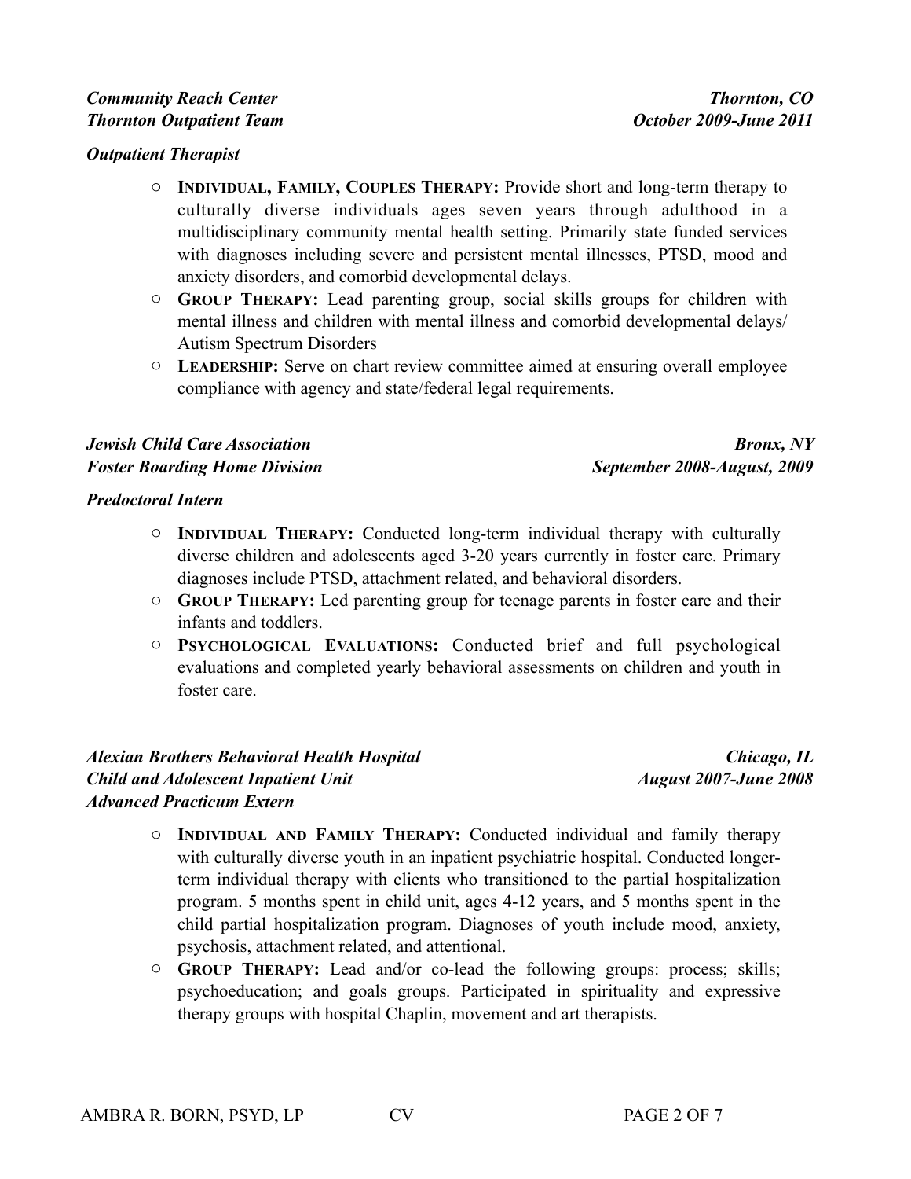***Community Reach Center*** — ***Thornton, CO***
***Thornton Outpatient Team*** — ***October 2009-June 2011***

***Outpatient Therapist***

- **INDIVIDUAL, FAMILY, COUPLES THERAPY:** Provide short and long-term therapy to culturally diverse individuals ages seven years through adulthood in a multidisciplinary community mental health setting. Primarily state funded services with diagnoses including severe and persistent mental illnesses, PTSD, mood and anxiety disorders, and comorbid developmental delays.
- **GROUP THERAPY:** Lead parenting group, social skills groups for children with mental illness and children with mental illness and comorbid developmental delays/ Autism Spectrum Disorders
- **LEADERSHIP:** Serve on chart review committee aimed at ensuring overall employee compliance with agency and state/federal legal requirements.

***Jewish Child Care Association*** — ***Bronx, NY***
***Foster Boarding Home Division*** — ***September 2008-August, 2009***

***Predoctoral Intern***

- **INDIVIDUAL THERAPY:** Conducted long-term individual therapy with culturally diverse children and adolescents aged 3-20 years currently in foster care. Primary diagnoses include PTSD, attachment related, and behavioral disorders.
- **GROUP THERAPY:** Led parenting group for teenage parents in foster care and their infants and toddlers.
- **PSYCHOLOGICAL EVALUATIONS:** Conducted brief and full psychological evaluations and completed yearly behavioral assessments on children and youth in foster care.

***Alexian Brothers Behavioral Health Hospital*** — ***Chicago, IL***
***Child and Adolescent Inpatient Unit*** — ***August 2007-June 2008***
***Advanced Practicum Extern***

- **INDIVIDUAL AND FAMILY THERAPY:** Conducted individual and family therapy with culturally diverse youth in an inpatient psychiatric hospital. Conducted longer-term individual therapy with clients who transitioned to the partial hospitalization program. 5 months spent in child unit, ages 4-12 years, and 5 months spent in the child partial hospitalization program. Diagnoses of youth include mood, anxiety, psychosis, attachment related, and attentional.
- **GROUP THERAPY:** Lead and/or co-lead the following groups: process; skills; psychoeducation; and goals groups. Participated in spirituality and expressive therapy groups with hospital Chaplin, movement and art therapists.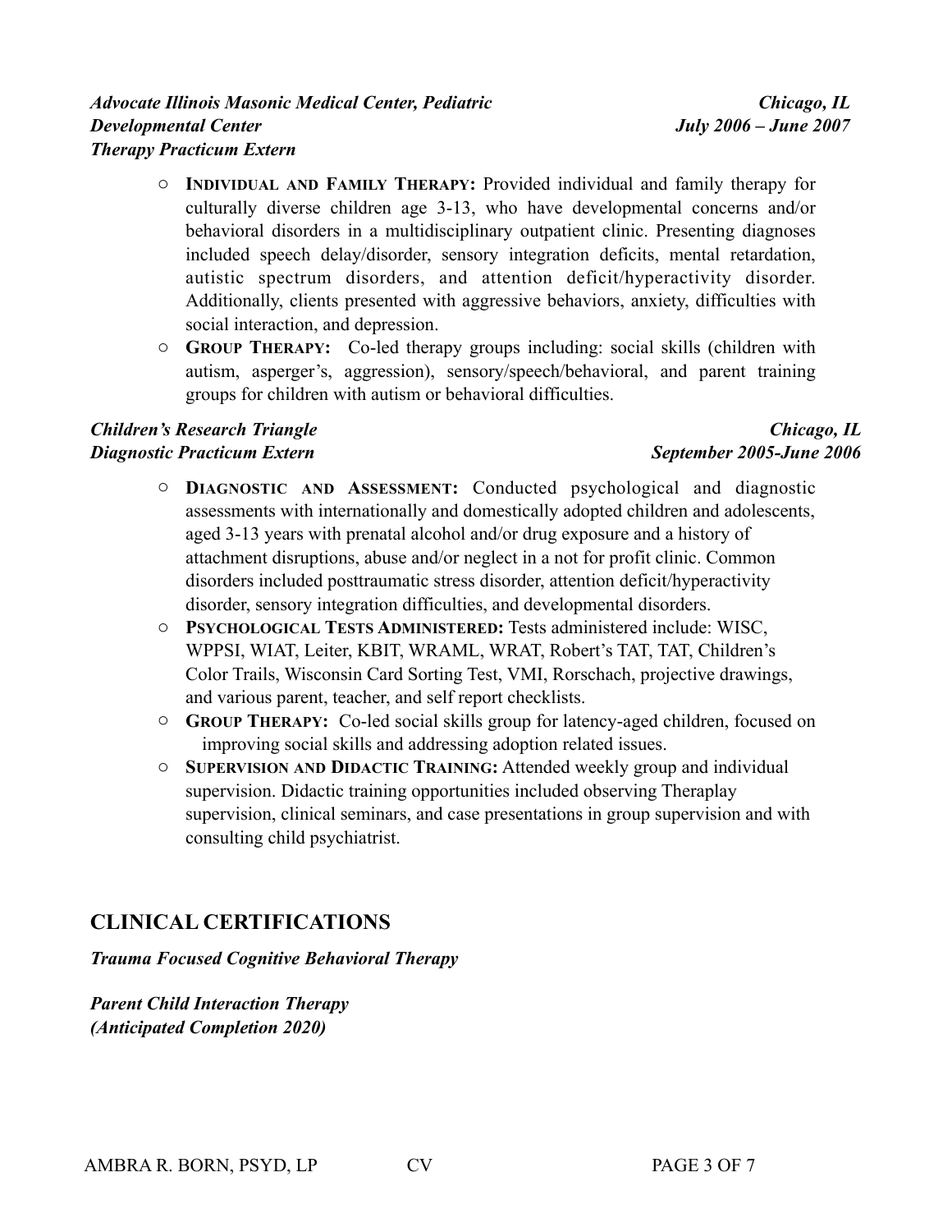***Advocate Illinois Masonic Medical Center, Pediatric Developmental Center*** — ***Chicago, IL***
***Therapy Practicum Extern*** — ***July 2006 – June 2007***

- **Individual and Family Therapy:** Provided individual and family therapy for culturally diverse children age 3-13, who have developmental concerns and/or behavioral disorders in a multidisciplinary outpatient clinic. Presenting diagnoses included speech delay/disorder, sensory integration deficits, mental retardation, autistic spectrum disorders, and attention deficit/hyperactivity disorder. Additionally, clients presented with aggressive behaviors, anxiety, difficulties with social interaction, and depression.
- **Group Therapy:** Co-led therapy groups including: social skills (children with autism, asperger's, aggression), sensory/speech/behavioral, and parent training groups for children with autism or behavioral difficulties.

***Children's Research Triangle*** — ***Chicago, IL***
***Diagnostic Practicum Extern*** — ***September 2005-June 2006***

- **Diagnostic and Assessment:** Conducted psychological and diagnostic assessments with internationally and domestically adopted children and adolescents, aged 3-13 years with prenatal alcohol and/or drug exposure and a history of attachment disruptions, abuse and/or neglect in a not for profit clinic. Common disorders included posttraumatic stress disorder, attention deficit/hyperactivity disorder, sensory integration difficulties, and developmental disorders.
- **Psychological Tests Administered:** Tests administered include: WISC, WPPSI, WIAT, Leiter, KBIT, WRAML, WRAT, Robert's TAT, TAT, Children's Color Trails, Wisconsin Card Sorting Test, VMI, Rorschach, projective drawings, and various parent, teacher, and self report checklists.
- **Group Therapy:** Co-led social skills group for latency-aged children, focused on improving social skills and addressing adoption related issues.
- **Supervision and Didactic Training:** Attended weekly group and individual supervision. Didactic training opportunities included observing Theraplay supervision, clinical seminars, and case presentations in group supervision and with consulting child psychiatrist.

## CLINICAL CERTIFICATIONS

***Trauma Focused Cognitive Behavioral Therapy***

***Parent Child Interaction Therapy***
***(Anticipated Completion 2020)***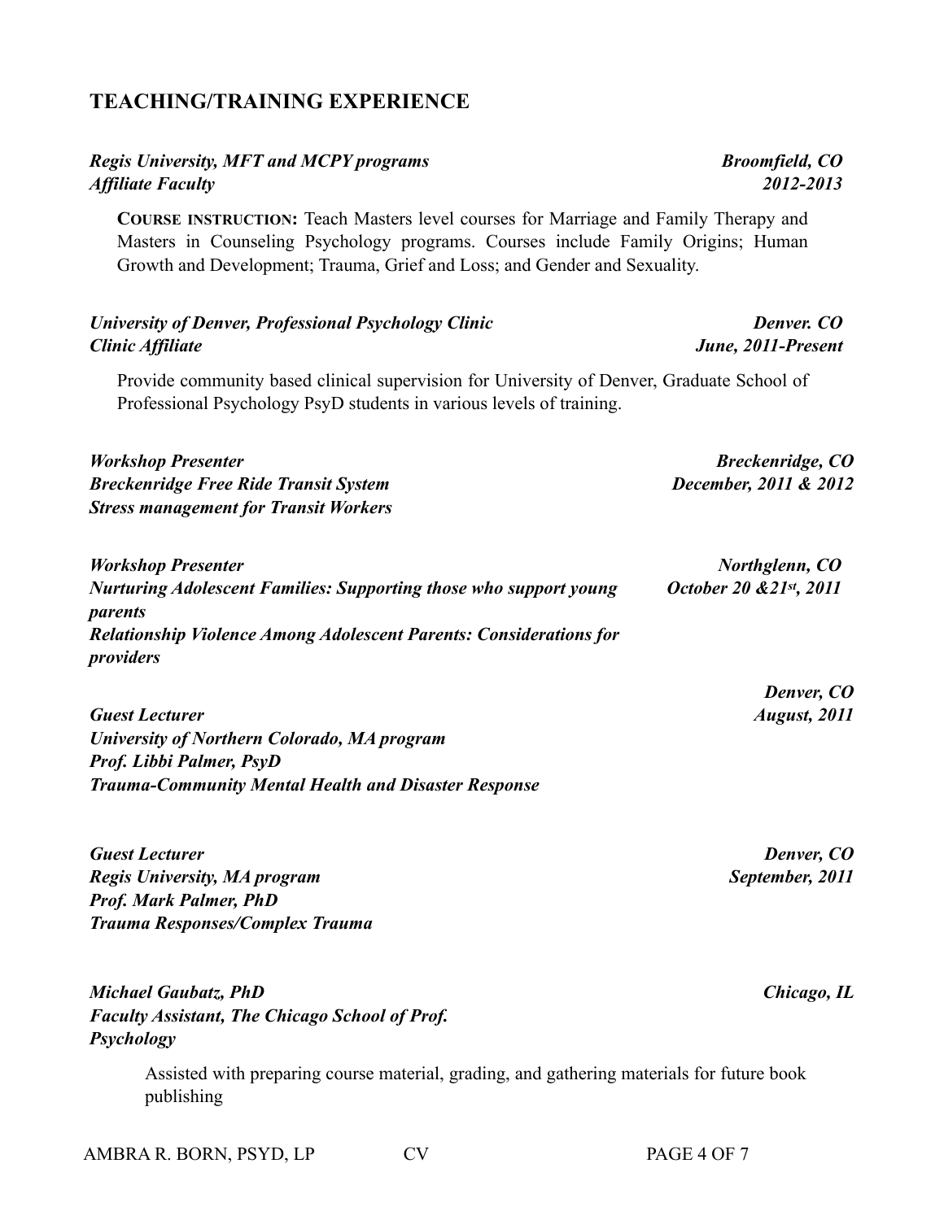## TEACHING/TRAINING EXPERIENCE

***Regis University, MFT and MCPY programs*** — ***Broomfield, CO***
***Affiliate Faculty*** — ***2012-2013***

**COURSE INSTRUCTION:** Teach Masters level courses for Marriage and Family Therapy and Masters in Counseling Psychology programs. Courses include Family Origins; Human Growth and Development; Trauma, Grief and Loss; and Gender and Sexuality.

***University of Denver, Professional Psychology Clinic*** — ***Denver. CO***
***Clinic Affiliate*** — ***June, 2011-Present***

Provide community based clinical supervision for University of Denver, Graduate School of Professional Psychology PsyD students in various levels of training.

***Workshop Presenter*** — ***Breckenridge, CO***
***Breckenridge Free Ride Transit System*** — ***December, 2011 & 2012***
***Stress management for Transit Workers***

***Workshop Presenter*** — ***Northglenn, CO***
***Nurturing Adolescent Families: Supporting those who support young parents*** — ***October 20 &21st, 2011***
***Relationship Violence Among Adolescent Parents: Considerations for providers***

***Guest Lecturer*** — ***Denver, CO***
***University of Northern Colorado, MA program*** — ***August, 2011***
***Prof. Libbi Palmer, PsyD***
***Trauma-Community Mental Health and Disaster Response***

***Guest Lecturer*** — ***Denver, CO***
***Regis University, MA program*** — ***September, 2011***
***Prof. Mark Palmer, PhD***
***Trauma Responses/Complex Trauma***

***Michael Gaubatz, PhD*** — ***Chicago, IL***
***Faculty Assistant, The Chicago School of Prof. Psychology***

Assisted with preparing course material, grading, and gathering materials for future book publishing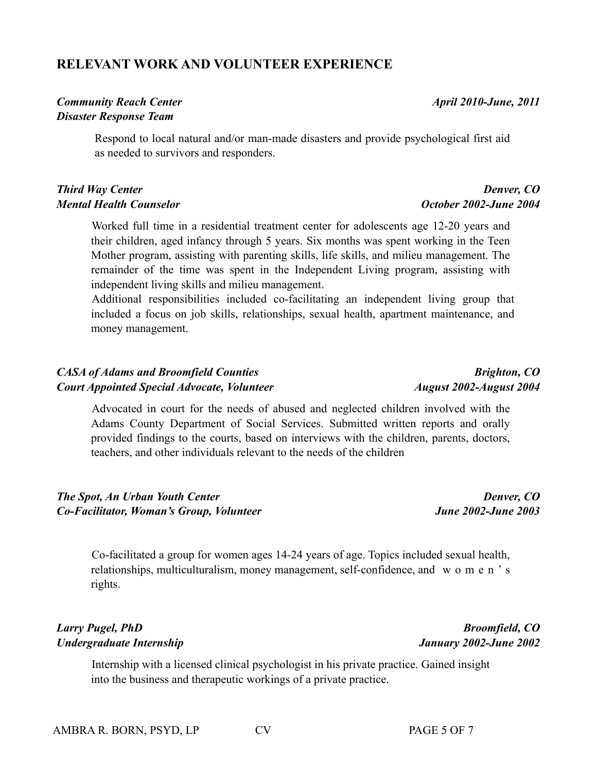## RELEVANT WORK AND VOLUNTEER EXPERIENCE

***Community Reach Center*** — ***April 2010-June, 2011***
***Disaster Response Team***

Respond to local natural and/or man-made disasters and provide psychological first aid as needed to survivors and responders.

***Third Way Center*** — ***Denver, CO***
***Mental Health Counselor*** — ***October 2002-June 2004***

Worked full time in a residential treatment center for adolescents age 12-20 years and their children, aged infancy through 5 years. Six months was spent working in the Teen Mother program, assisting with parenting skills, life skills, and milieu management. The remainder of the time was spent in the Independent Living program, assisting with independent living skills and milieu management.

Additional responsibilities included co-facilitating an independent living group that included a focus on job skills, relationships, sexual health, apartment maintenance, and money management.

***CASA of Adams and Broomfield Counties*** — ***Brighton, CO***
***Court Appointed Special Advocate, Volunteer*** — ***August 2002-August 2004***

Advocated in court for the needs of abused and neglected children involved with the Adams County Department of Social Services. Submitted written reports and orally provided findings to the courts, based on interviews with the children, parents, doctors, teachers, and other individuals relevant to the needs of the children

***The Spot, An Urban Youth Center*** — ***Denver, CO***
***Co-Facilitator, Woman's Group, Volunteer*** — ***June 2002-June 2003***

Co-facilitated a group for women ages 14-24 years of age. Topics included sexual health, relationships, multiculturalism, money management, self-confidence, and women's rights.

***Larry Pugel, PhD*** — ***Broomfield, CO***
***Undergraduate Internship*** — ***January 2002-June 2002***

Internship with a licensed clinical psychologist in his private practice. Gained insight into the business and therapeutic workings of a private practice.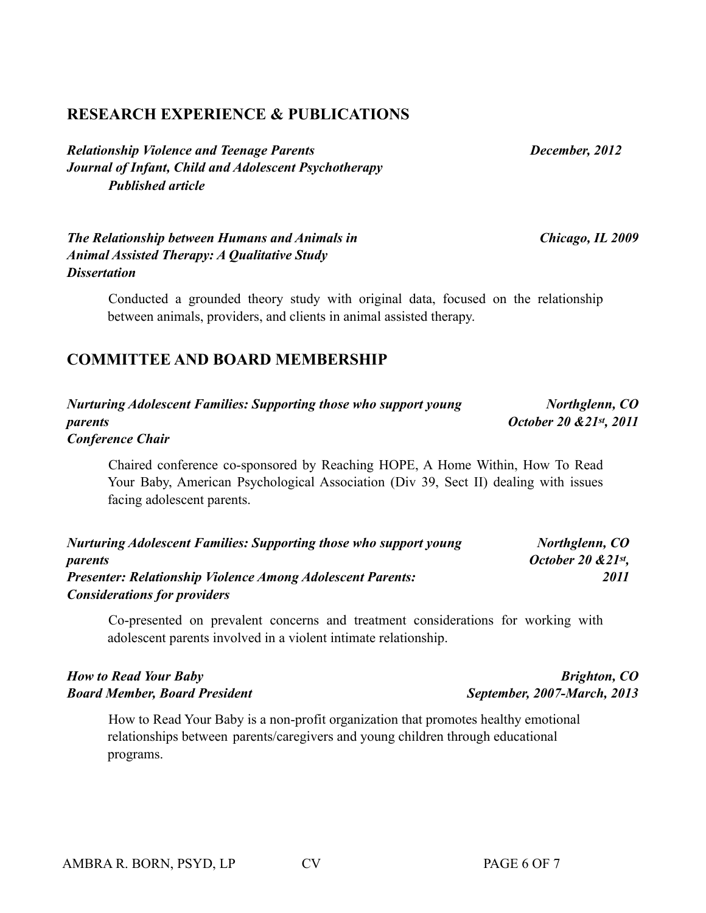## RESEARCH EXPERIENCE & PUBLICATIONS

***Relationship Violence and Teenage Parents*** — ***December, 2012***
***Journal of Infant, Child and Adolescent Psychotherapy***
***Published article***

***The Relationship between Humans and Animals in Animal Assisted Therapy: A Qualitative Study*** — ***Chicago, IL 2009***
***Dissertation***

Conducted a grounded theory study with original data, focused on the relationship between animals, providers, and clients in animal assisted therapy.

## COMMITTEE AND BOARD MEMBERSHIP

***Nurturing Adolescent Families: Supporting those who support young parents*** — ***Northglenn, CO***
***Conference Chair*** — ***October 20 &21st, 2011***

Chaired conference co-sponsored by Reaching HOPE, A Home Within, How To Read Your Baby, American Psychological Association (Div 39, Sect II) dealing with issues facing adolescent parents.

***Nurturing Adolescent Families: Supporting those who support young parents*** — ***Northglenn, CO***
***Presenter: Relationship Violence Among Adolescent Parents: Considerations for providers*** — ***October 20 &21st, 2011***

Co-presented on prevalent concerns and treatment considerations for working with adolescent parents involved in a violent intimate relationship.

***How to Read Your Baby*** — ***Brighton, CO***
***Board Member, Board President*** — ***September, 2007-March, 2013***

How to Read Your Baby is a non-profit organization that promotes healthy emotional relationships between parents/caregivers and young children through educational programs.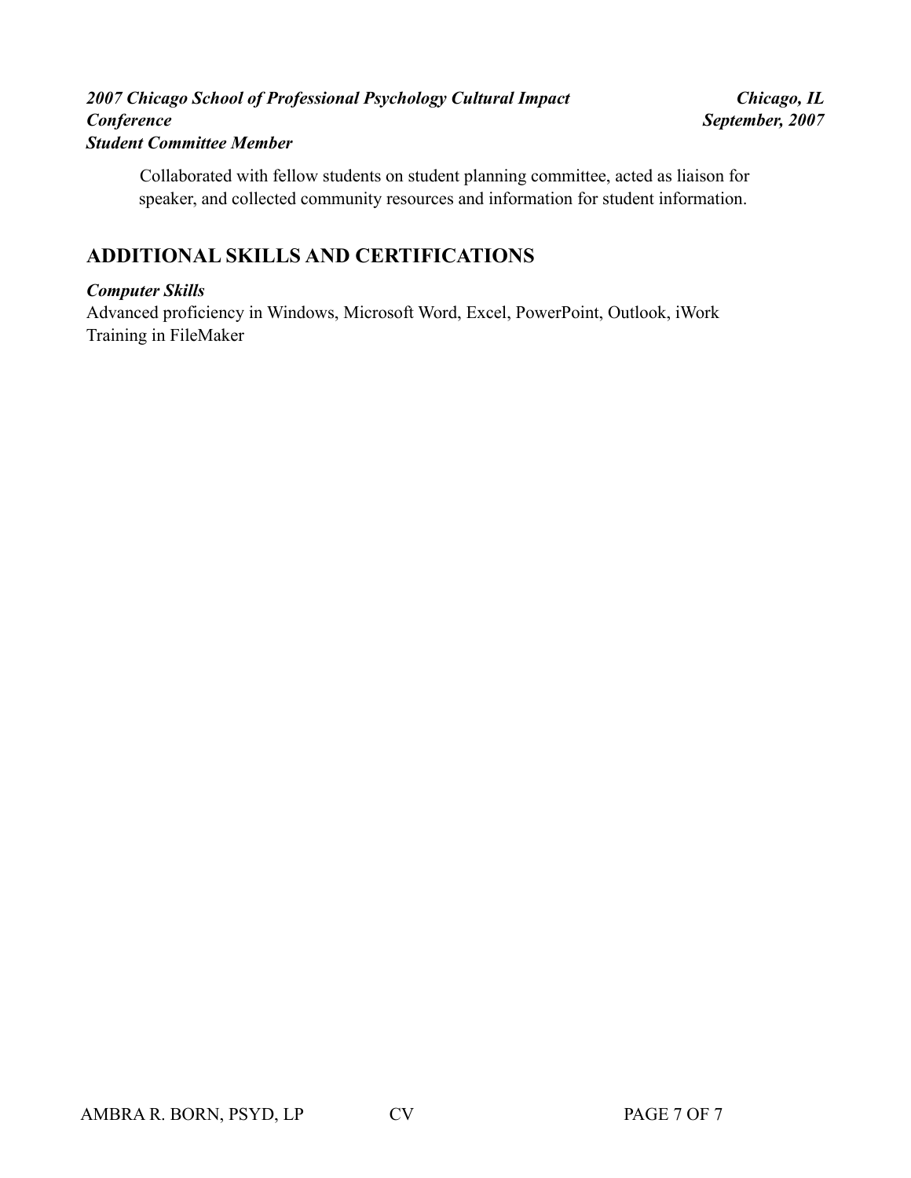***2007 Chicago School of Professional Psychology Cultural Impact Conference*** — ***Chicago, IL***
***Student Committee Member*** — ***September, 2007***

Collaborated with fellow students on student planning committee, acted as liaison for speaker, and collected community resources and information for student information.

## ADDITIONAL SKILLS AND CERTIFICATIONS

***Computer Skills***

Advanced proficiency in Windows, Microsoft Word, Excel, PowerPoint, Outlook, iWork
Training in FileMaker